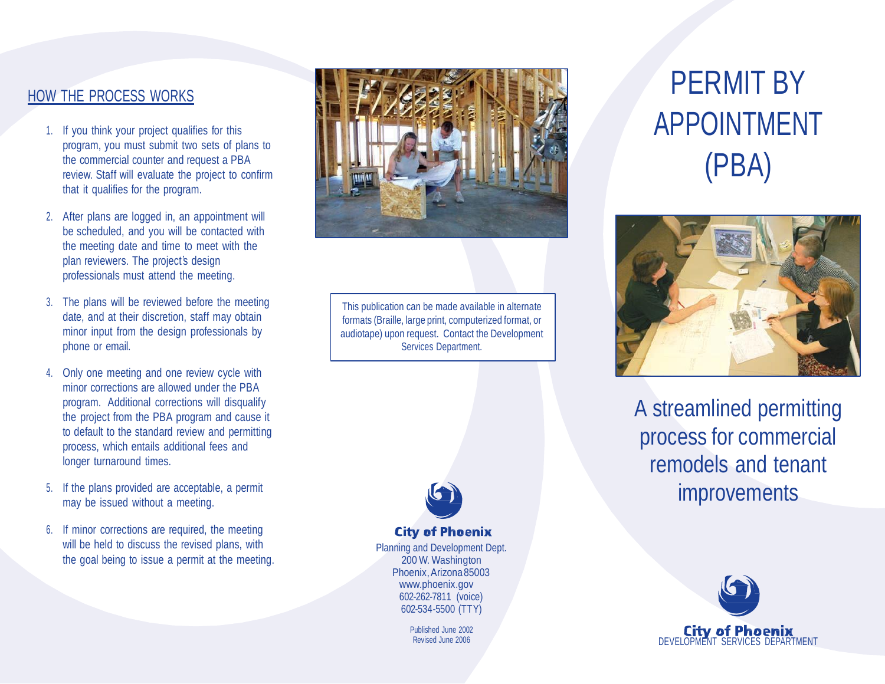## HOW THE PROCESS WORKS

1. If you think your project qualifies for this program, you must submit two sets of plans to the commercial counter and request a PBA review. Staff will evaluate the project to confirm that it qualifies for the program.
2. After plans are logged in, an appointment will be scheduled, and you will be contacted with the meeting date and time to meet with the plan reviewers. The project's design professionals must attend the meeting.
3. The plans will be reviewed before the meeting date, and at their discretion, staff may obtain minor input from the design professionals by phone or email.
4. Only one meeting and one review cycle with minor corrections are allowed under the PBA program. Additional corrections will disqualify the project from the PBA program and cause it to default to the standard review and permitting process, which entails additional fees and longer turnaround times.
5. If the plans provided are acceptable, a permit may be issued without a meeting.
6. If minor corrections are required, the meeting will be held to discuss the revised plans, with the goal being to issue a permit at the meeting.

This publication can be made available in alternate formats (Braille, large print, computerized format, or audiotape) upon request. Contact the Development Services Department.

**City of Phoenix**
Planning and Development Dept.
200 W. Washington
Phoenix, Arizona 85003
www.phoenix.gov
602-262-7811 (voice)
602-534-5500 (TTY)

Published June 2002
Revised June 2006

# PERMIT BY APPOINTMENT (PBA)

## A streamlined permitting process for commercial remodels and tenant improvements

**City of Phoenix**
DEVELOPMENT SERVICES DEPARTMENT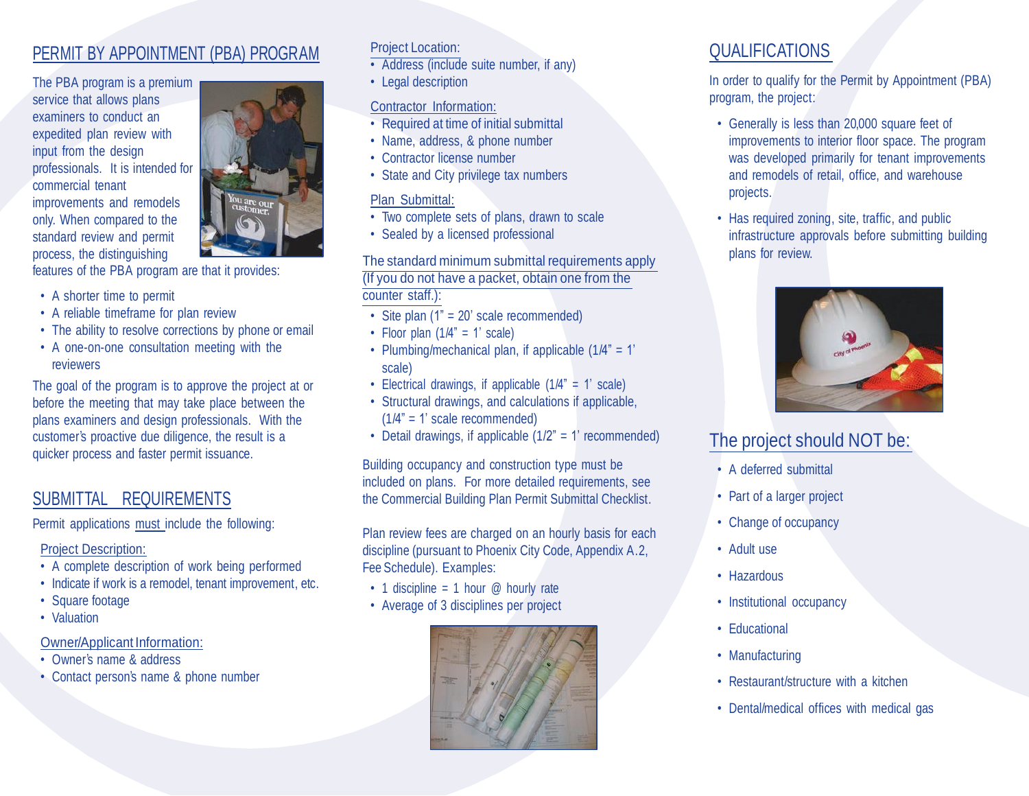## PERMIT BY APPOINTMENT (PBA) PROGRAM

The PBA program is a premium service that allows plans examiners to conduct an expedited plan review with input from the design professionals. It is intended for commercial tenant improvements and remodels only. When compared to the standard review and permit process, the distinguishing features of the PBA program are that it provides:

- A shorter time to permit
- A reliable timeframe for plan review
- The ability to resolve corrections by phone or email
- A one-on-one consultation meeting with the reviewers

The goal of the program is to approve the project at or before the meeting that may take place between the plans examiners and design professionals. With the customer's proactive due diligence, the result is a quicker process and faster permit issuance.

## SUBMITTAL REQUIREMENTS

Permit applications must include the following:

Project Description:
- A complete description of work being performed
- Indicate if work is a remodel, tenant improvement, etc.
- Square footage
- Valuation

Owner/Applicant Information:
- Owner's name & address
- Contact person's name & phone number

Project Location:
- Address (include suite number, if any)
- Legal description

Contractor Information:
- Required at time of initial submittal
- Name, address, & phone number
- Contractor license number
- State and City privilege tax numbers

Plan Submittal:
- Two complete sets of plans, drawn to scale
- Sealed by a licensed professional

The standard minimum submittal requirements apply (If you do not have a packet, obtain one from the counter staff.):

- Site plan (1" = 20' scale recommended)
- Floor plan (1/4" = 1' scale)
- Plumbing/mechanical plan, if applicable (1/4" = 1' scale)
- Electrical drawings, if applicable (1/4" = 1' scale)
- Structural drawings, and calculations if applicable, (1/4" = 1' scale recommended)
- Detail drawings, if applicable (1/2" = 1' recommended)

Building occupancy and construction type must be included on plans. For more detailed requirements, see the Commercial Building Plan Permit Submittal Checklist.

Plan review fees are charged on an hourly basis for each discipline (pursuant to Phoenix City Code, Appendix A.2, Fee Schedule). Examples:

- 1 discipline = 1 hour @ hourly rate
- Average of 3 disciplines per project

## QUALIFICATIONS

In order to qualify for the Permit by Appointment (PBA) program, the project:

- Generally is less than 20,000 square feet of improvements to interior floor space. The program was developed primarily for tenant improvements and remodels of retail, office, and warehouse projects.
- Has required zoning, site, traffic, and public infrastructure approvals before submitting building plans for review.

## The project should NOT be:

- A deferred submittal
- Part of a larger project
- Change of occupancy
- Adult use
- Hazardous
- Institutional occupancy
- Educational
- Manufacturing
- Restaurant/structure with a kitchen
- Dental/medical offices with medical gas